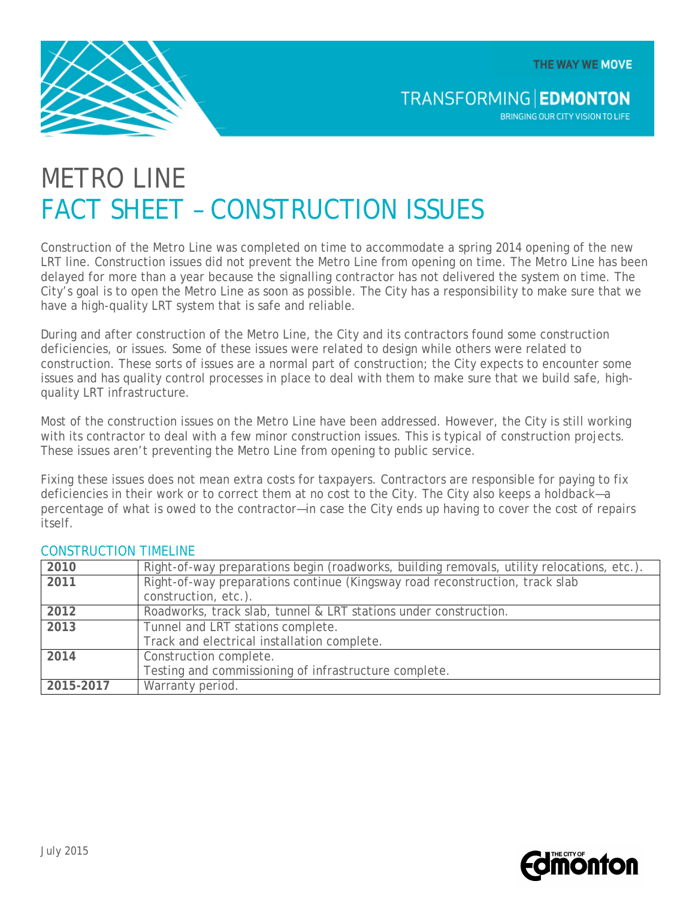THE WAY WE MOVE

TRANSFORMING | EDMONTON

BRINGING OUR CITY VISION TO LIFE

# METRO LINE
# FACT SHEET – CONSTRUCTION ISSUES

Construction of the Metro Line was completed on time to accommodate a spring 2014 opening of the new LRT line. Construction issues did not prevent the Metro Line from opening on time. The Metro Line has been delayed for more than a year because the signalling contractor has not delivered the system on time. The City's goal is to open the Metro Line as soon as possible. The City has a responsibility to make sure that we have a high-quality LRT system that is safe and reliable.

During and after construction of the Metro Line, the City and its contractors found some construction deficiencies, or issues. Some of these issues were related to design while others were related to construction. These sorts of issues are a normal part of construction; the City expects to encounter some issues and has quality control processes in place to deal with them to make sure that we build safe, high-quality LRT infrastructure.

Most of the construction issues on the Metro Line have been addressed. However, the City is still working with its contractor to deal with a few minor construction issues. This is typical of construction projects. These issues aren't preventing the Metro Line from opening to public service.

Fixing these issues does not mean extra costs for taxpayers. Contractors are responsible for paying to fix deficiencies in their work or to correct them at no cost to the City. The City also keeps a holdback—a percentage of what is owed to the contractor—in case the City ends up having to cover the cost of repairs itself.

## CONSTRUCTION TIMELINE

| | |
|---|---|
| **2010** | Right-of-way preparations begin (roadworks, building removals, utility relocations, etc.). |
| **2011** | Right-of-way preparations continue (Kingsway road reconstruction, track slab construction, etc.). |
| **2012** | Roadworks, track slab, tunnel & LRT stations under construction. |
| **2013** | Tunnel and LRT stations complete.<br>Track and electrical installation complete. |
| **2014** | Construction complete.<br>Testing and commissioning of infrastructure complete. |
| **2015-2017** | Warranty period. |

July 2015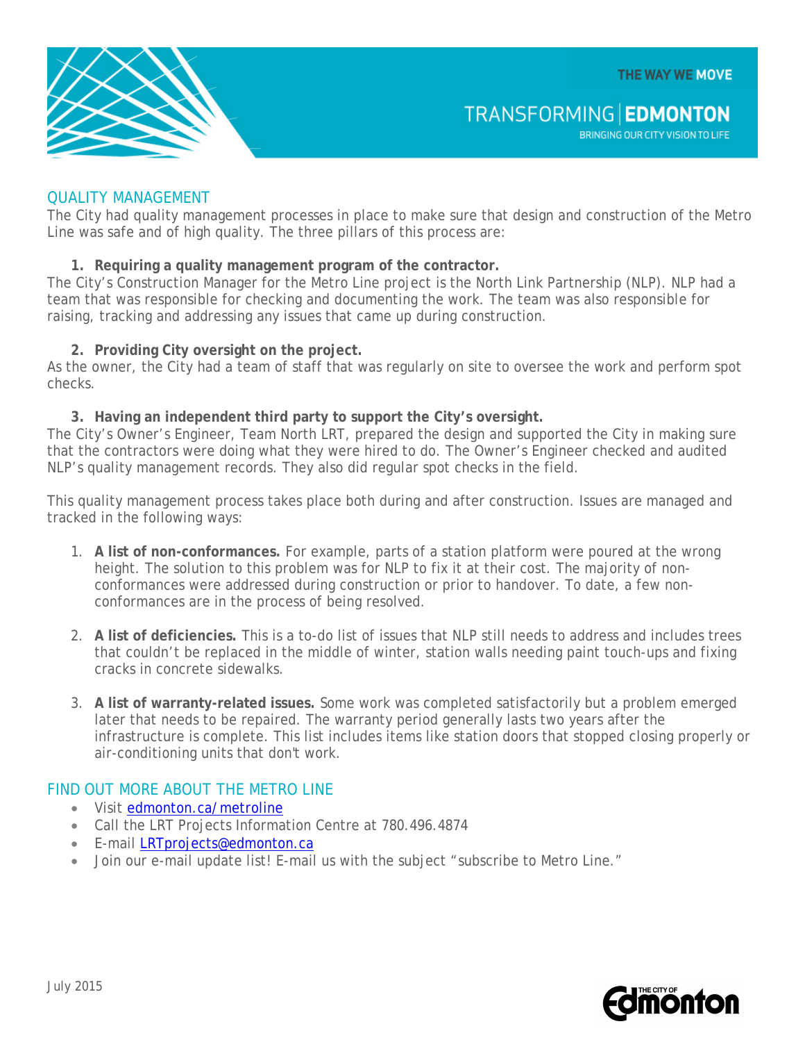## QUALITY MANAGEMENT

The City had quality management processes in place to make sure that design and construction of the Metro Line was safe and of high quality. The three pillars of this process are:

1. **Requiring a quality management program of the contractor.**

The City's Construction Manager for the Metro Line project is the North Link Partnership (NLP). NLP had a team that was responsible for checking and documenting the work. The team was also responsible for raising, tracking and addressing any issues that came up during construction.

2. **Providing City oversight on the project.**

As the owner, the City had a team of staff that was regularly on site to oversee the work and perform spot checks.

3. **Having an independent third party to support the City's oversight.**

The City's Owner's Engineer, Team North LRT, prepared the design and supported the City in making sure that the contractors were doing what they were hired to do. The Owner's Engineer checked and audited NLP's quality management records. They also did regular spot checks in the field.

This quality management process takes place both during and after construction. Issues are managed and tracked in the following ways:

1. **A list of non-conformances.** For example, parts of a station platform were poured at the wrong height. The solution to this problem was for NLP to fix it at their cost. The majority of non-conformances were addressed during construction or prior to handover. To date, a few non-conformances are in the process of being resolved.

2. **A list of deficiencies.** This is a to-do list of issues that NLP still needs to address and includes trees that couldn't be replaced in the middle of winter, station walls needing paint touch-ups and fixing cracks in concrete sidewalks.

3. **A list of warranty-related issues.** Some work was completed satisfactorily but a problem emerged later that needs to be repaired. The warranty period generally lasts two years after the infrastructure is complete. This list includes items like station doors that stopped closing properly or air-conditioning units that don't work.

## FIND OUT MORE ABOUT THE METRO LINE

- Visit [edmonton.ca/metroline](edmonton.ca/metroline)
- Call the LRT Projects Information Centre at 780.496.4874
- E-mail [LRTprojects@edmonton.ca](mailto:LRTprojects@edmonton.ca)
- Join our e-mail update list! E-mail us with the subject "subscribe to Metro Line."

July 2015